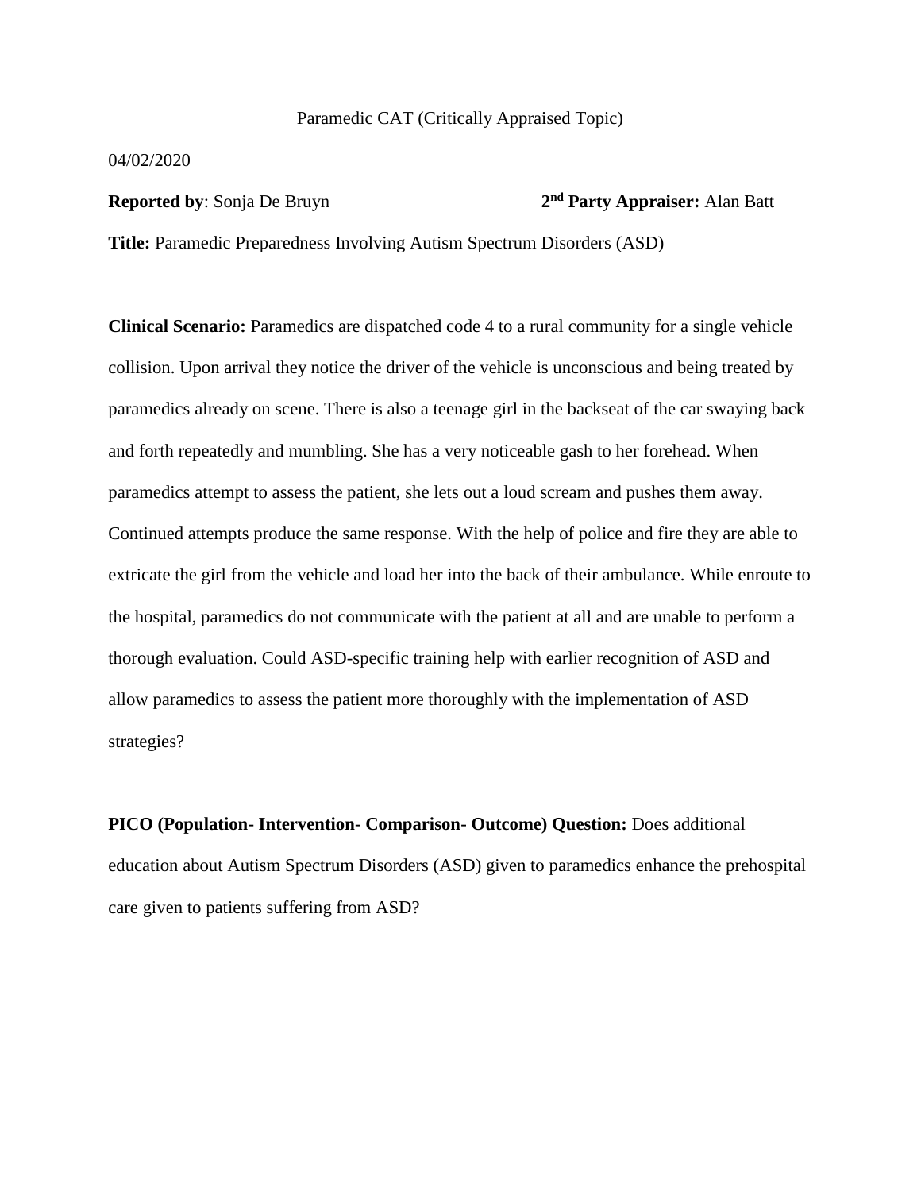Paramedic CAT (Critically Appraised Topic)

04/02/2020

**Reported by**: Sonja De Bruyn **2nd Party Appraiser:** Alan Batt

**Title:** Paramedic Preparedness Involving Autism Spectrum Disorders (ASD)

**Clinical Scenario:** Paramedics are dispatched code 4 to a rural community for a single vehicle collision. Upon arrival they notice the driver of the vehicle is unconscious and being treated by paramedics already on scene. There is also a teenage girl in the backseat of the car swaying back and forth repeatedly and mumbling. She has a very noticeable gash to her forehead. When paramedics attempt to assess the patient, she lets out a loud scream and pushes them away. Continued attempts produce the same response. With the help of police and fire they are able to extricate the girl from the vehicle and load her into the back of their ambulance. While enroute to the hospital, paramedics do not communicate with the patient at all and are unable to perform a thorough evaluation. Could ASD-specific training help with earlier recognition of ASD and allow paramedics to assess the patient more thoroughly with the implementation of ASD strategies?

**PICO (Population- Intervention- Comparison- Outcome) Question:** Does additional education about Autism Spectrum Disorders (ASD) given to paramedics enhance the prehospital care given to patients suffering from ASD?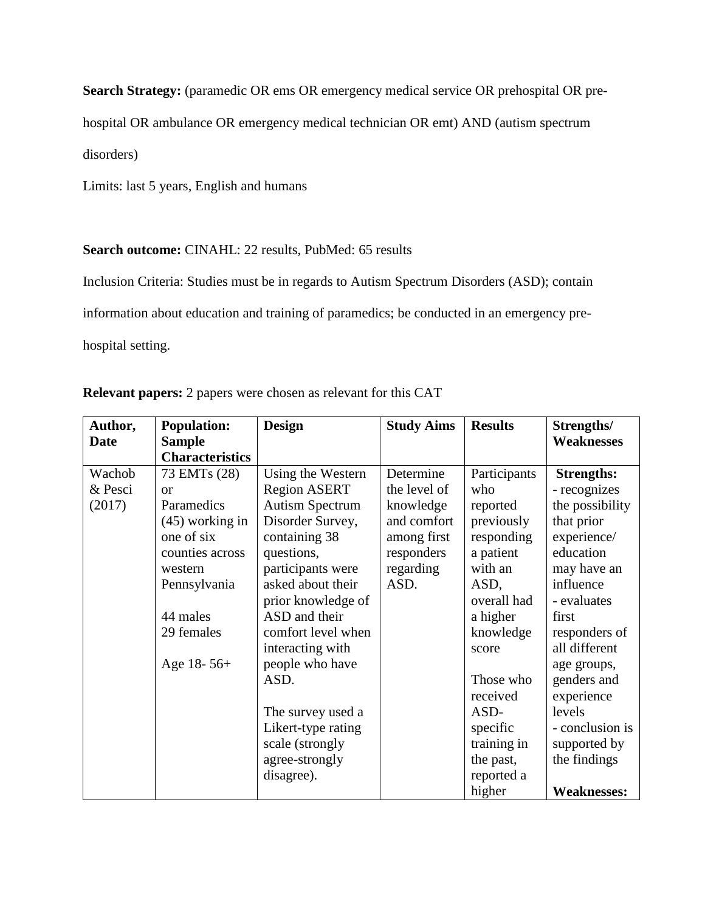**Search Strategy:** (paramedic OR ems OR emergency medical service OR prehospital OR pre-hospital OR ambulance OR emergency medical technician OR emt) AND (autism spectrum disorders)

Limits: last 5 years, English and humans

**Search outcome:** CINAHL: 22 results, PubMed: 65 results

Inclusion Criteria: Studies must be in regards to Autism Spectrum Disorders (ASD); contain information about education and training of paramedics; be conducted in an emergency pre-hospital setting.

**Relevant papers:** 2 papers were chosen as relevant for this CAT

| **Author, Date** | **Population: Sample Characteristics** | **Design** | **Study Aims** | **Results** | **Strengths/ Weaknesses** |
|---|---|---|---|---|---|
| Wachob & Pesci (2017) | 73 EMTs (28) or Paramedics (45) working in one of six counties across western Pennsylvania<br><br>44 males<br>29 females<br><br>Age 18- 56+ | Using the Western Region ASERT Autism Spectrum Disorder Survey, containing 38 questions, participants were asked about their prior knowledge of ASD and their comfort level when interacting with people who have ASD.<br><br>The survey used a Likert-type rating scale (strongly agree-strongly disagree). | Determine the level of knowledge and comfort among first responders regarding ASD. | Participants who reported previously responding a patient with an ASD, overall had a higher knowledge score<br><br>Those who received ASD-specific training in the past, reported a higher | **Strengths:**<br>- recognizes the possibility that prior experience/ education may have an influence<br>- evaluates first responders of all different age groups, genders and experience levels<br>- conclusion is supported by the findings<br><br>**Weaknesses:** |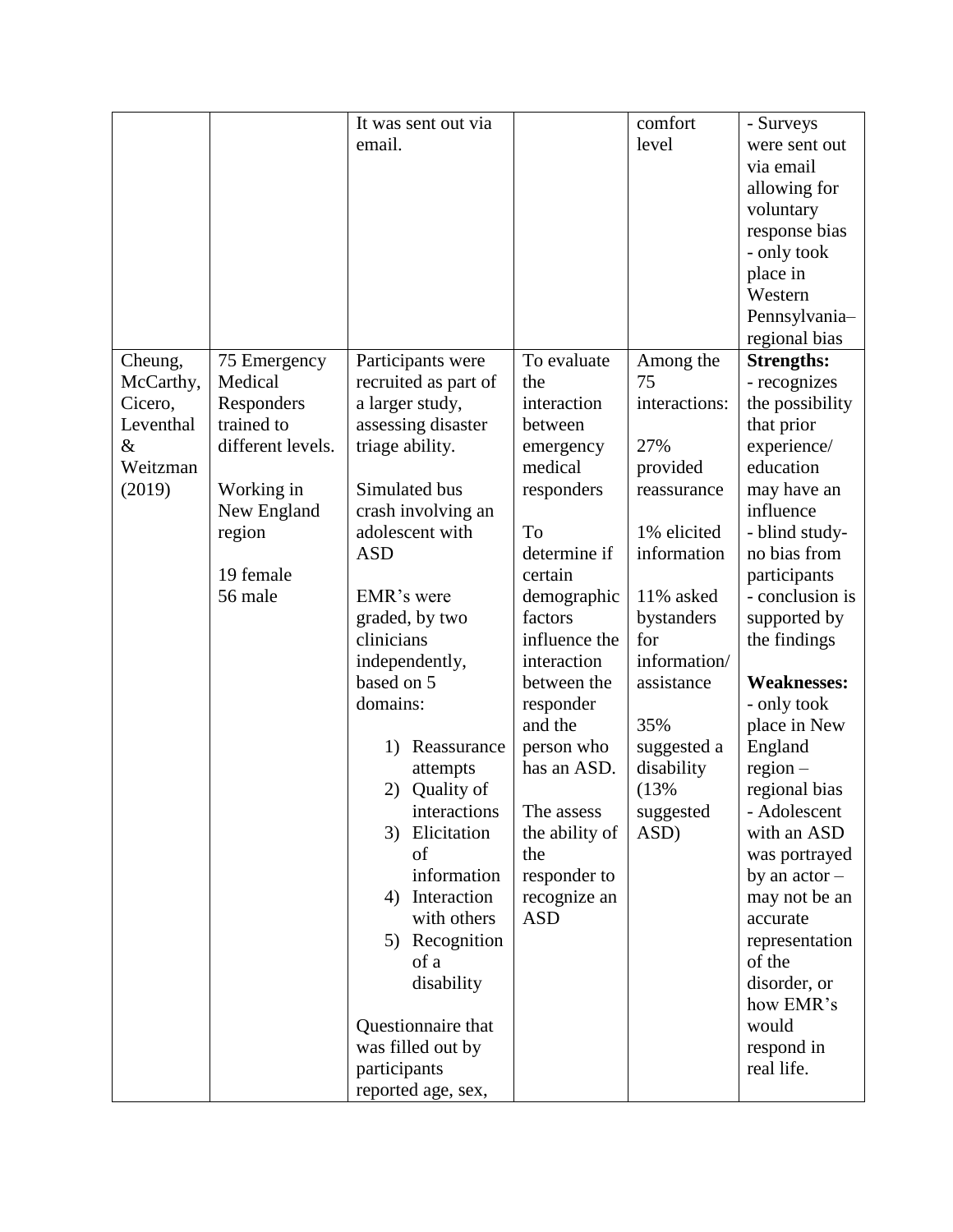| | | | | | |
|---|---|---|---|---|---|
| | | It was sent out via email. | | comfort level | - Surveys were sent out via email allowing for voluntary response bias<br>- only took place in Western Pennsylvania– regional bias |
| Cheung, McCarthy, Cicero, Leventhal & Weitzman (2019) | 75 Emergency Medical Responders trained to different levels.<br><br>Working in New England region<br><br>19 female<br>56 male | Participants were recruited as part of a larger study, assessing disaster triage ability.<br><br>Simulated bus crash involving an adolescent with ASD<br><br>EMR's were graded, by two clinicians independently, based on 5 domains:<br><br>1) Reassurance attempts<br>2) Quality of interactions<br>3) Elicitation of information<br>4) Interaction with others<br>5) Recognition of a disability<br><br>Questionnaire that was filled out by participants reported age, sex, | To evaluate the interaction between emergency medical responders<br><br>To determine if certain demographic factors influence the interaction between the responder and the person who has an ASD.<br><br>The assess the ability of the responder to recognize an ASD | Among the 75 interactions:<br><br>27% provided reassurance<br><br>1% elicited information<br><br>11% asked bystanders for information/ assistance<br><br>35% suggested a disability (13% suggested ASD) | **Strengths:**<br>- recognizes the possibility that prior experience/ education may have an influence<br>- blind study- no bias from participants<br>- conclusion is supported by the findings<br><br>**Weaknesses:**<br>- only took place in New England region – regional bias<br>- Adolescent with an ASD was portrayed by an actor – may not be an accurate representation of the disorder, or how EMR's would respond in real life. |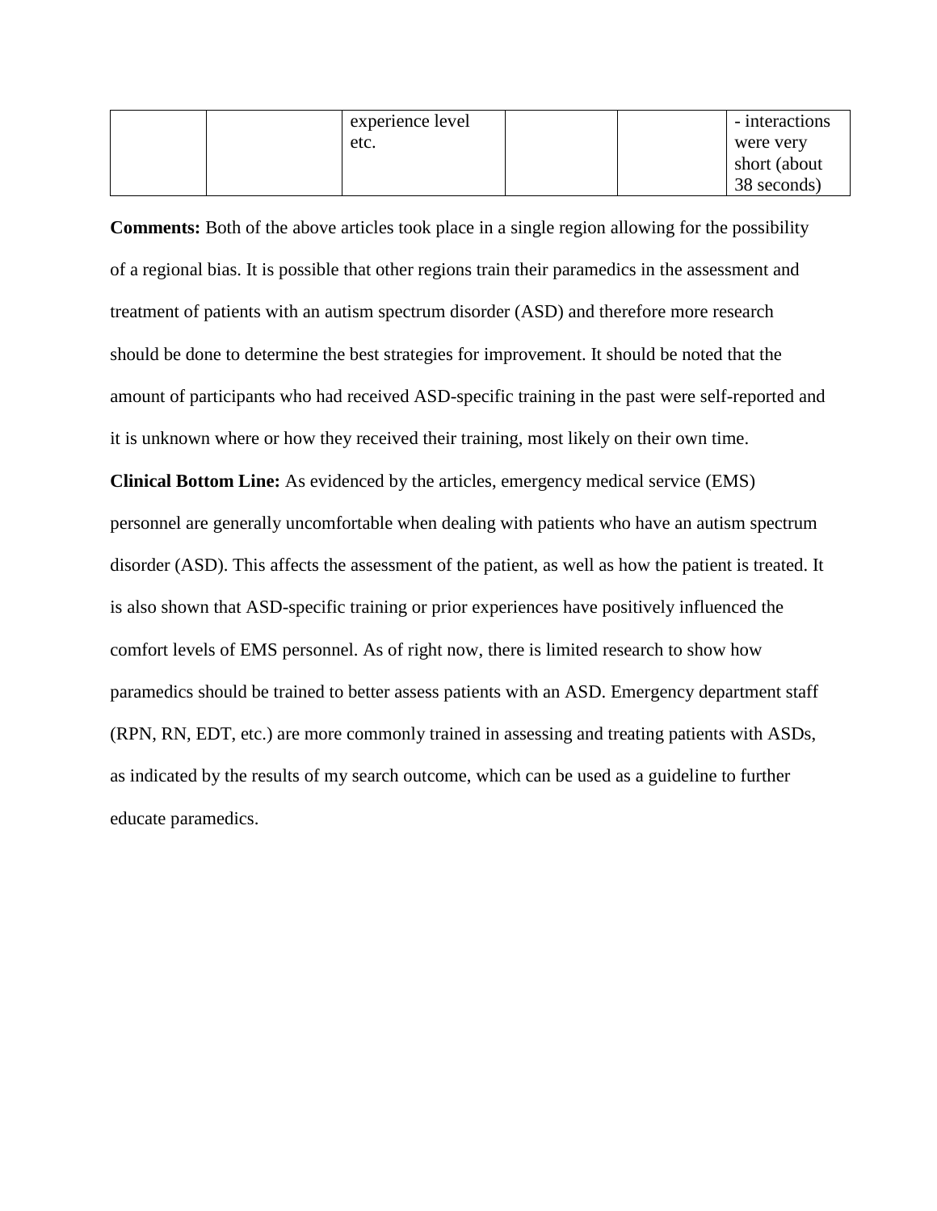|  |  |  |  |  |  |
|---|---|---|---|---|---|
|  |  | experience level etc. |  |  | - interactions were very short (about 38 seconds) |

**Comments:** Both of the above articles took place in a single region allowing for the possibility of a regional bias. It is possible that other regions train their paramedics in the assessment and treatment of patients with an autism spectrum disorder (ASD) and therefore more research should be done to determine the best strategies for improvement. It should be noted that the amount of participants who had received ASD-specific training in the past were self-reported and it is unknown where or how they received their training, most likely on their own time.

**Clinical Bottom Line:** As evidenced by the articles, emergency medical service (EMS) personnel are generally uncomfortable when dealing with patients who have an autism spectrum disorder (ASD). This affects the assessment of the patient, as well as how the patient is treated. It is also shown that ASD-specific training or prior experiences have positively influenced the comfort levels of EMS personnel. As of right now, there is limited research to show how paramedics should be trained to better assess patients with an ASD. Emergency department staff (RPN, RN, EDT, etc.) are more commonly trained in assessing and treating patients with ASDs, as indicated by the results of my search outcome, which can be used as a guideline to further educate paramedics.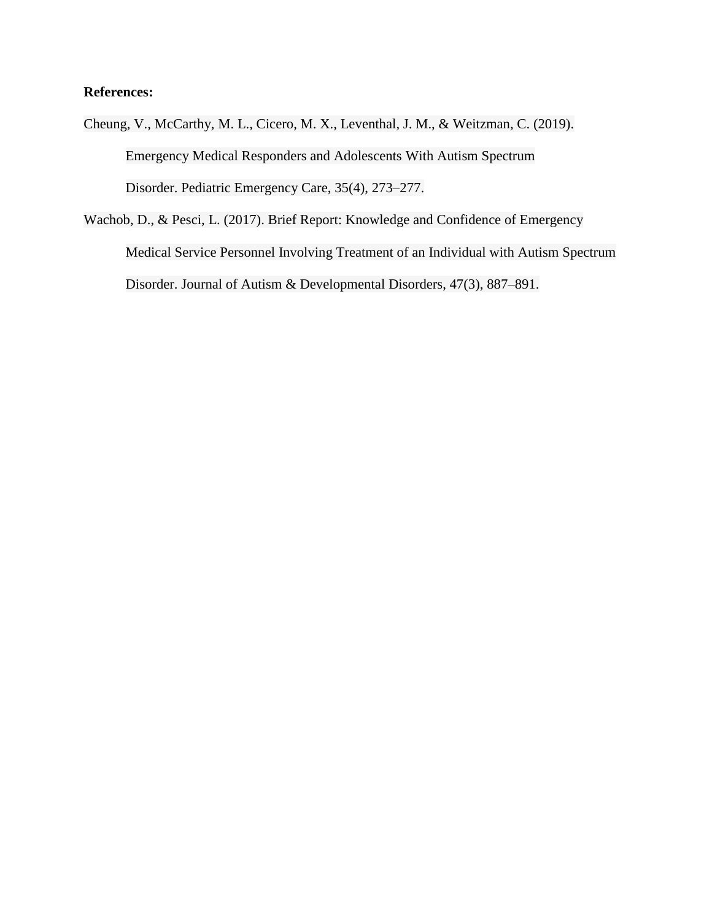**References:**

Cheung, V., McCarthy, M. L., Cicero, M. X., Leventhal, J. M., & Weitzman, C. (2019). Emergency Medical Responders and Adolescents With Autism Spectrum Disorder. Pediatric Emergency Care, 35(4), 273–277.

Wachob, D., & Pesci, L. (2017). Brief Report: Knowledge and Confidence of Emergency Medical Service Personnel Involving Treatment of an Individual with Autism Spectrum Disorder. Journal of Autism & Developmental Disorders, 47(3), 887–891.